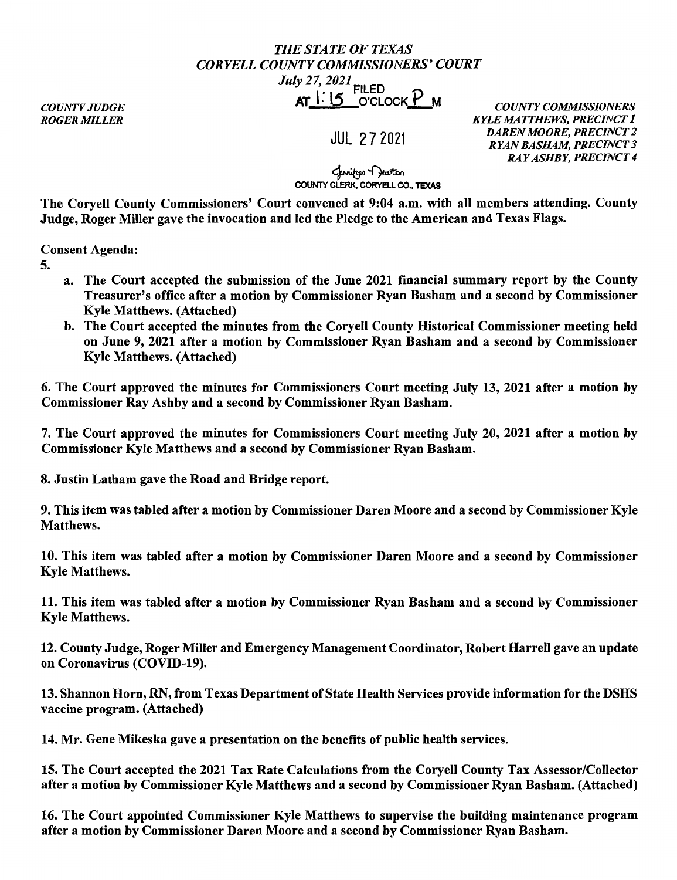*THE STATE OF TEXAS*
*CORYELL COUNTY COMMISSIONERS' COURT*
*July 27, 2021*

FILED AT 1:15 O'CLOCK P M

JUL 27 2021

Jennifer Newton
COUNTY CLERK, CORYELL CO., TEXAS

*COUNTY JUDGE*
*ROGER MILLER*

*COUNTY COMMISSIONERS*
*KYLE MATTHEWS, PRECINCT 1*
*DAREN MOORE, PRECINCT 2*
*RYAN BASHAM, PRECINCT 3*
*RAY ASHBY, PRECINCT 4*

**The Coryell County Commissioners' Court convened at 9:04 a.m. with all members attending. County Judge, Roger Miller gave the invocation and led the Pledge to the American and Texas Flags.**

**Consent Agenda:**

**5.**

- **a. The Court accepted the submission of the June 2021 financial summary report by the County Treasurer's office after a motion by Commissioner Ryan Basham and a second by Commissioner Kyle Matthews. (Attached)**
- **b. The Court accepted the minutes from the Coryell County Historical Commissioner meeting held on June 9, 2021 after a motion by Commissioner Ryan Basham and a second by Commissioner Kyle Matthews. (Attached)**

**6. The Court approved the minutes for Commissioners Court meeting July 13, 2021 after a motion by Commissioner Ray Ashby and a second by Commissioner Ryan Basham.**

**7. The Court approved the minutes for Commissioners Court meeting July 20, 2021 after a motion by Commissioner Kyle Matthews and a second by Commissioner Ryan Basham.**

**8. Justin Latham gave the Road and Bridge report.**

**9. This item was tabled after a motion by Commissioner Daren Moore and a second by Commissioner Kyle Matthews.**

**10. This item was tabled after a motion by Commissioner Daren Moore and a second by Commissioner Kyle Matthews.**

**11. This item was tabled after a motion by Commissioner Ryan Basham and a second by Commissioner Kyle Matthews.**

**12. County Judge, Roger Miller and Emergency Management Coordinator, Robert Harrell gave an update on Coronavirus (COVID-19).**

**13. Shannon Horn, RN, from Texas Department of State Health Services provide information for the DSHS vaccine program. (Attached)**

**14. Mr. Gene Mikeska gave a presentation on the benefits of public health services.**

**15. The Court accepted the 2021 Tax Rate Calculations from the Coryell County Tax Assessor/Collector after a motion by Commissioner Kyle Matthews and a second by Commissioner Ryan Basham. (Attached)**

**16. The Court appointed Commissioner Kyle Matthews to supervise the building maintenance program after a motion by Commissioner Daren Moore and a second by Commissioner Ryan Basham.**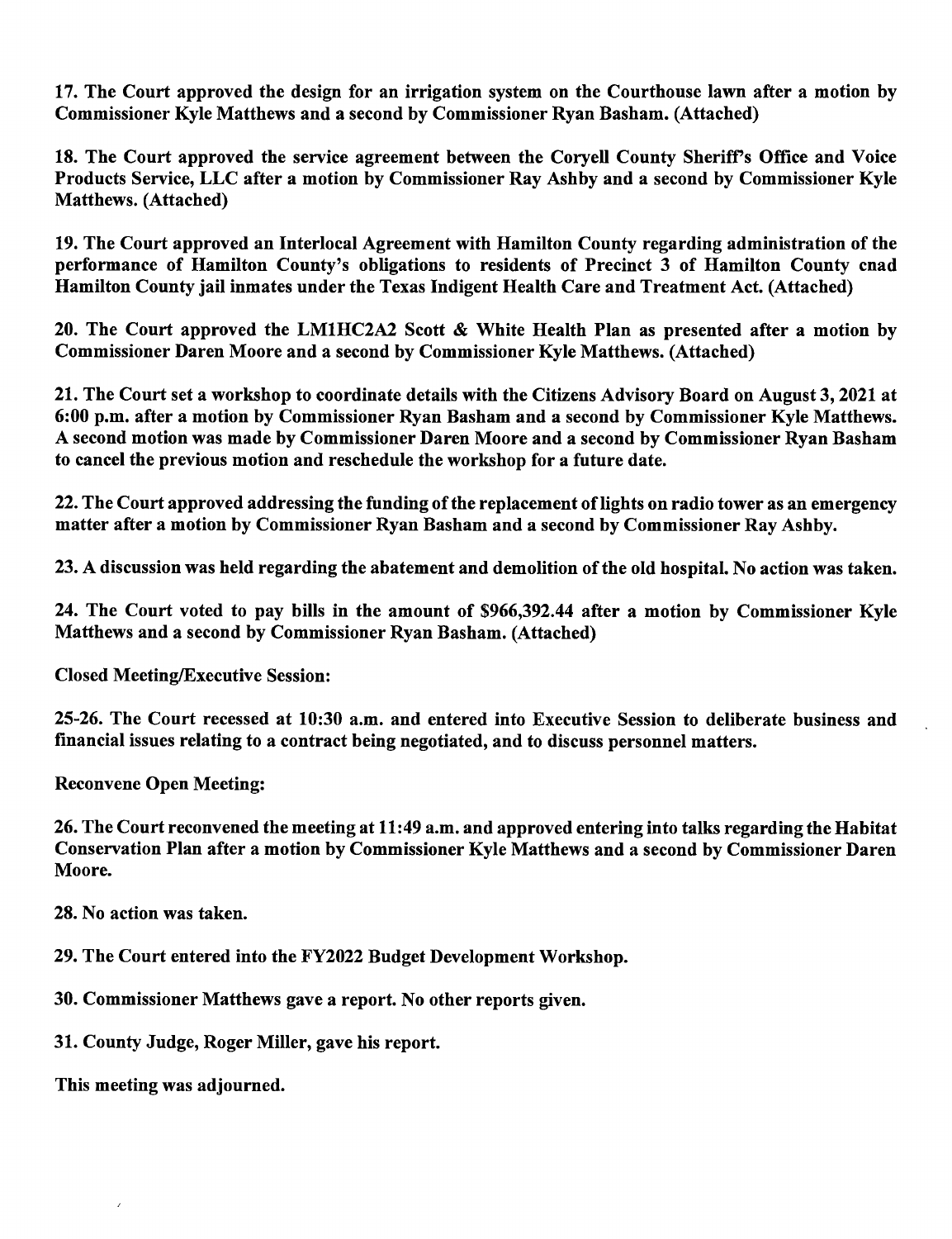**17. The Court approved the design for an irrigation system on the Courthouse lawn after a motion by Commissioner Kyle Matthews and a second by Commissioner Ryan Basham. (Attached)**

**18. The Court approved the service agreement between the Coryell County Sheriff's Office and Voice Products Service, LLC after a motion by Commissioner Ray Ashby and a second by Commissioner Kyle Matthews. (Attached)**

**19. The Court approved an Interlocal Agreement with Hamilton County regarding administration of the performance of Hamilton County's obligations to residents of Precinct 3 of Hamilton County cnad Hamilton County jail inmates under the Texas Indigent Health Care and Treatment Act. (Attached)**

**20. The Court approved the LM1HC2A2 Scott & White Health Plan as presented after a motion by Commissioner Daren Moore and a second by Commissioner Kyle Matthews. (Attached)**

**21. The Court set a workshop to coordinate details with the Citizens Advisory Board on August 3, 2021 at 6:00 p.m. after a motion by Commissioner Ryan Basham and a second by Commissioner Kyle Matthews. A second motion was made by Commissioner Daren Moore and a second by Commissioner Ryan Basham to cancel the previous motion and reschedule the workshop for a future date.**

**22. The Court approved addressing the funding of the replacement of lights on radio tower as an emergency matter after a motion by Commissioner Ryan Basham and a second by Commissioner Ray Ashby.**

**23. A discussion was held regarding the abatement and demolition of the old hospital. No action was taken.**

**24. The Court voted to pay bills in the amount of $966,392.44 after a motion by Commissioner Kyle Matthews and a second by Commissioner Ryan Basham. (Attached)**

**Closed Meeting/Executive Session:**

**25-26. The Court recessed at 10:30 a.m. and entered into Executive Session to deliberate business and financial issues relating to a contract being negotiated, and to discuss personnel matters.**

**Reconvene Open Meeting:**

**26. The Court reconvened the meeting at 11:49 a.m. and approved entering into talks regarding the Habitat Conservation Plan after a motion by Commissioner Kyle Matthews and a second by Commissioner Daren Moore.**

**28. No action was taken.**

**29. The Court entered into the FY2022 Budget Development Workshop.**

**30. Commissioner Matthews gave a report. No other reports given.**

**31. County Judge, Roger Miller, gave his report.**

**This meeting was adjourned.**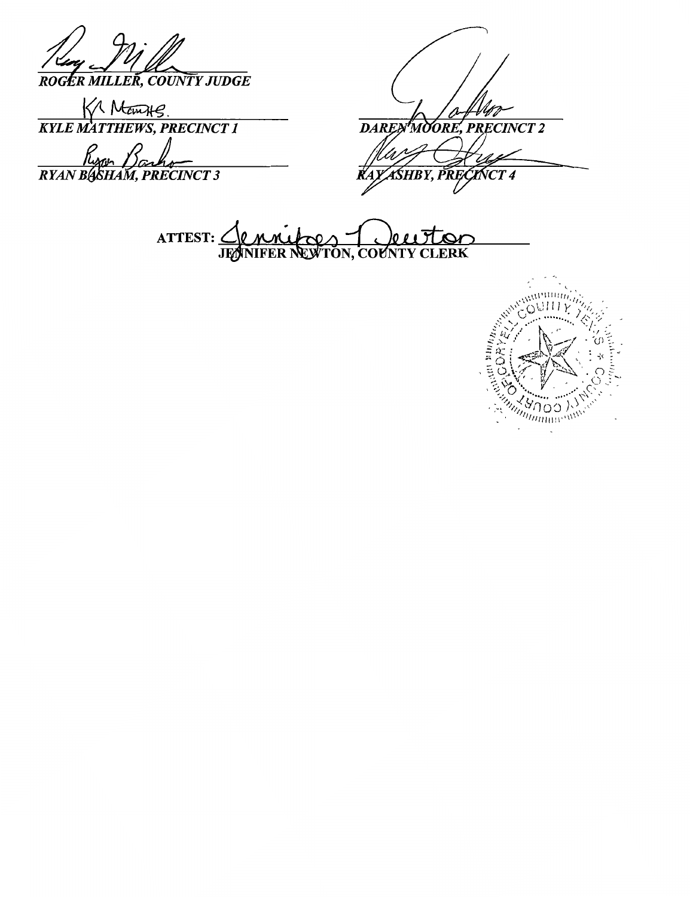***ROGER MILLER, COUNTY JUDGE***

***KYLE MATTHEWS, PRECINCT 1***

***DAREN MOORE, PRECINCT 2***

***RYAN BASHAM, PRECINCT 3***

***RAY ASHBY, PRECINCT 4***

**ATTEST: JENNIFER NEWTON, COUNTY CLERK**